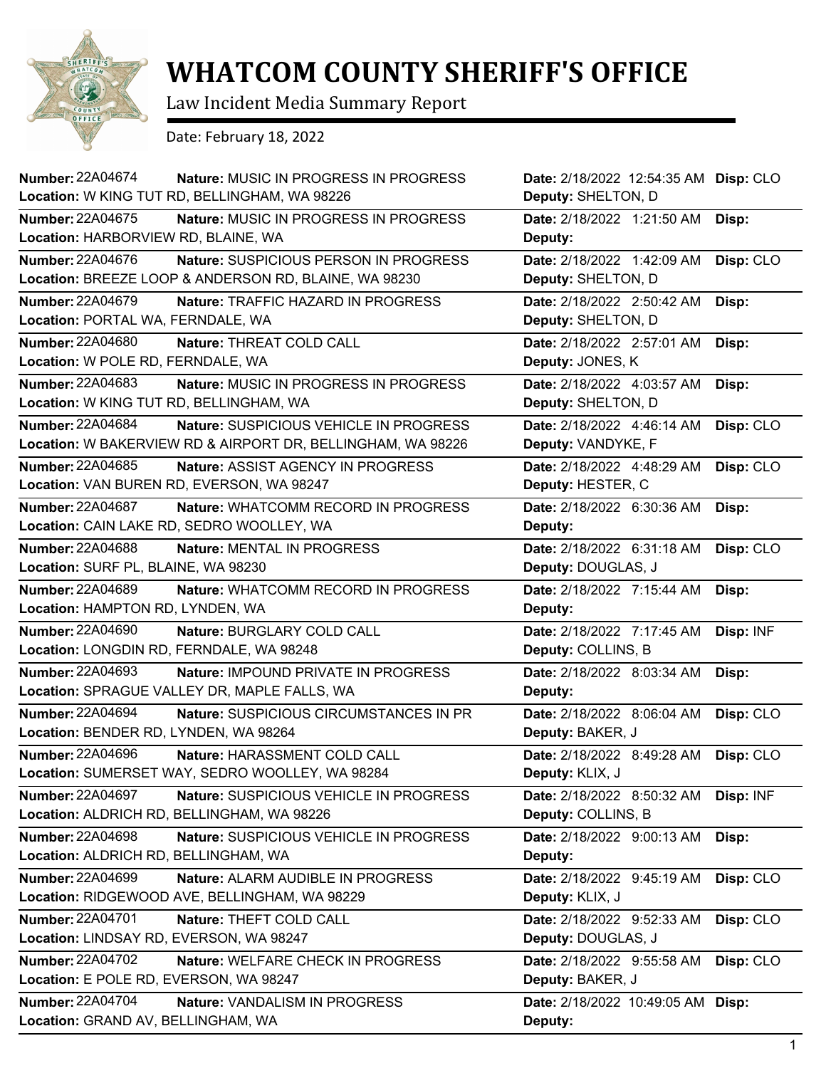# WHATCOM COUNTY SHERIFF'S OFFICE

Law Incident Media Summary Report

Date: February 18, 2022

**Number:** 22A04674 **Nature:** MUSIC IN PROGRESS IN PROGRESS **Date:** 2/18/2022 12:54:35 AM **Disp:** CLO
**Location:** W KING TUT RD, BELLINGHAM, WA 98226 **Deputy:** SHELTON, D

**Number:** 22A04675 **Nature:** MUSIC IN PROGRESS IN PROGRESS **Date:** 2/18/2022 1:21:50 AM **Disp:**
**Location:** HARBORVIEW RD, BLAINE, WA **Deputy:**

**Number:** 22A04676 **Nature:** SUSPICIOUS PERSON IN PROGRESS **Date:** 2/18/2022 1:42:09 AM **Disp:** CLO
**Location:** BREEZE LOOP & ANDERSON RD, BLAINE, WA 98230 **Deputy:** SHELTON, D

**Number:** 22A04679 **Nature:** TRAFFIC HAZARD IN PROGRESS **Date:** 2/18/2022 2:50:42 AM **Disp:**
**Location:** PORTAL WA, FERNDALE, WA **Deputy:** SHELTON, D

**Number:** 22A04680 **Nature:** THREAT COLD CALL **Date:** 2/18/2022 2:57:01 AM **Disp:**
**Location:** W POLE RD, FERNDALE, WA **Deputy:** JONES, K

**Number:** 22A04683 **Nature:** MUSIC IN PROGRESS IN PROGRESS **Date:** 2/18/2022 4:03:57 AM **Disp:**
**Location:** W KING TUT RD, BELLINGHAM, WA **Deputy:** SHELTON, D

**Number:** 22A04684 **Nature:** SUSPICIOUS VEHICLE IN PROGRESS **Date:** 2/18/2022 4:46:14 AM **Disp:** CLO
**Location:** W BAKERVIEW RD & AIRPORT DR, BELLINGHAM, WA 98226 **Deputy:** VANDYKE, F

**Number:** 22A04685 **Nature:** ASSIST AGENCY IN PROGRESS **Date:** 2/18/2022 4:48:29 AM **Disp:** CLO
**Location:** VAN BUREN RD, EVERSON, WA 98247 **Deputy:** HESTER, C

**Number:** 22A04687 **Nature:** WHATCOMM RECORD IN PROGRESS **Date:** 2/18/2022 6:30:36 AM **Disp:**
**Location:** CAIN LAKE RD, SEDRO WOOLLEY, WA **Deputy:**

**Number:** 22A04688 **Nature:** MENTAL IN PROGRESS **Date:** 2/18/2022 6:31:18 AM **Disp:** CLO
**Location:** SURF PL, BLAINE, WA 98230 **Deputy:** DOUGLAS, J

**Number:** 22A04689 **Nature:** WHATCOMM RECORD IN PROGRESS **Date:** 2/18/2022 7:15:44 AM **Disp:**
**Location:** HAMPTON RD, LYNDEN, WA **Deputy:**

**Number:** 22A04690 **Nature:** BURGLARY COLD CALL **Date:** 2/18/2022 7:17:45 AM **Disp:** INF
**Location:** LONGDIN RD, FERNDALE, WA 98248 **Deputy:** COLLINS, B

**Number:** 22A04693 **Nature:** IMPOUND PRIVATE IN PROGRESS **Date:** 2/18/2022 8:03:34 AM **Disp:**
**Location:** SPRAGUE VALLEY DR, MAPLE FALLS, WA **Deputy:**

**Number:** 22A04694 **Nature:** SUSPICIOUS CIRCUMSTANCES IN PR **Date:** 2/18/2022 8:06:04 AM **Disp:** CLO
**Location:** BENDER RD, LYNDEN, WA 98264 **Deputy:** BAKER, J

**Number:** 22A04696 **Nature:** HARASSMENT COLD CALL **Date:** 2/18/2022 8:49:28 AM **Disp:** CLO
**Location:** SUMERSET WAY, SEDRO WOOLLEY, WA 98284 **Deputy:** KLIX, J

**Number:** 22A04697 **Nature:** SUSPICIOUS VEHICLE IN PROGRESS **Date:** 2/18/2022 8:50:32 AM **Disp:** INF
**Location:** ALDRICH RD, BELLINGHAM, WA 98226 **Deputy:** COLLINS, B

**Number:** 22A04698 **Nature:** SUSPICIOUS VEHICLE IN PROGRESS **Date:** 2/18/2022 9:00:13 AM **Disp:**
**Location:** ALDRICH RD, BELLINGHAM, WA **Deputy:**

**Number:** 22A04699 **Nature:** ALARM AUDIBLE IN PROGRESS **Date:** 2/18/2022 9:45:19 AM **Disp:** CLO
**Location:** RIDGEWOOD AVE, BELLINGHAM, WA 98229 **Deputy:** KLIX, J

**Number:** 22A04701 **Nature:** THEFT COLD CALL **Date:** 2/18/2022 9:52:33 AM **Disp:** CLO
**Location:** LINDSAY RD, EVERSON, WA 98247 **Deputy:** DOUGLAS, J

**Number:** 22A04702 **Nature:** WELFARE CHECK IN PROGRESS **Date:** 2/18/2022 9:55:58 AM **Disp:** CLO
**Location:** E POLE RD, EVERSON, WA 98247 **Deputy:** BAKER, J

**Number:** 22A04704 **Nature:** VANDALISM IN PROGRESS **Date:** 2/18/2022 10:49:05 AM **Disp:**
**Location:** GRAND AV, BELLINGHAM, WA **Deputy:**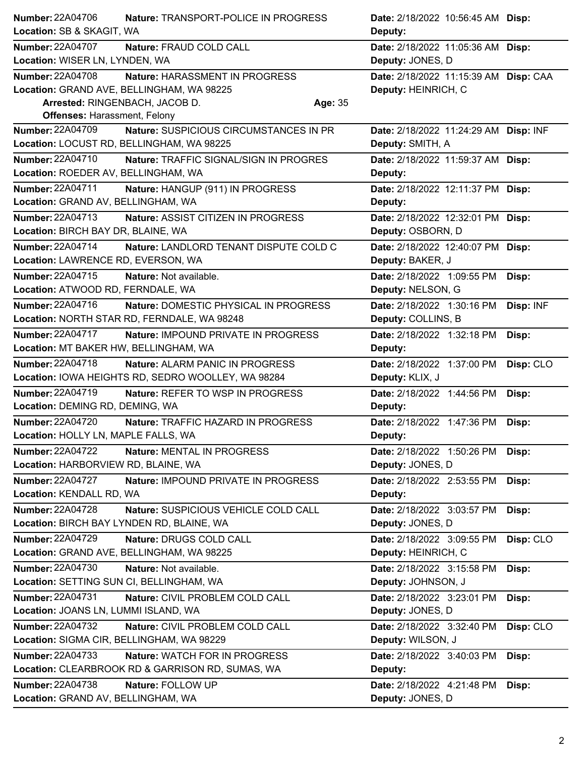**Number:** 22A04706 **Nature:** TRANSPORT-POLICE IN PROGRESS **Date:** 2/18/2022 10:56:45 AM **Disp:**
**Location:** SB & SKAGIT, WA **Deputy:**

---

**Number:** 22A04707 **Nature:** FRAUD COLD CALL **Date:** 2/18/2022 11:05:36 AM **Disp:**
**Location:** WISER LN, LYNDEN, WA **Deputy:** JONES, D

---

**Number:** 22A04708 **Nature:** HARASSMENT IN PROGRESS **Date:** 2/18/2022 11:15:39 AM **Disp:** CAA
**Location:** GRAND AVE, BELLINGHAM, WA 98225 **Deputy:** HEINRICH, C
**Arrested:** RINGENBACH, JACOB D. **Age:** 35
**Offenses:** Harassment, Felony

---

**Number:** 22A04709 **Nature:** SUSPICIOUS CIRCUMSTANCES IN PR **Date:** 2/18/2022 11:24:29 AM **Disp:** INF
**Location:** LOCUST RD, BELLINGHAM, WA 98225 **Deputy:** SMITH, A

---

**Number:** 22A04710 **Nature:** TRAFFIC SIGNAL/SIGN IN PROGRES **Date:** 2/18/2022 11:59:37 AM **Disp:**
**Location:** ROEDER AV, BELLINGHAM, WA **Deputy:**

---

**Number:** 22A04711 **Nature:** HANGUP (911) IN PROGRESS **Date:** 2/18/2022 12:11:37 PM **Disp:**
**Location:** GRAND AV, BELLINGHAM, WA **Deputy:**

---

**Number:** 22A04713 **Nature:** ASSIST CITIZEN IN PROGRESS **Date:** 2/18/2022 12:32:01 PM **Disp:**
**Location:** BIRCH BAY DR, BLAINE, WA **Deputy:** OSBORN, D

---

**Number:** 22A04714 **Nature:** LANDLORD TENANT DISPUTE COLD C **Date:** 2/18/2022 12:40:07 PM **Disp:**
**Location:** LAWRENCE RD, EVERSON, WA **Deputy:** BAKER, J

---

**Number:** 22A04715 **Nature:** Not available. **Date:** 2/18/2022 1:09:55 PM **Disp:**
**Location:** ATWOOD RD, FERNDALE, WA **Deputy:** NELSON, G

---

**Number:** 22A04716 **Nature:** DOMESTIC PHYSICAL IN PROGRESS **Date:** 2/18/2022 1:30:16 PM **Disp:** INF
**Location:** NORTH STAR RD, FERNDALE, WA 98248 **Deputy:** COLLINS, B

---

**Number:** 22A04717 **Nature:** IMPOUND PRIVATE IN PROGRESS **Date:** 2/18/2022 1:32:18 PM **Disp:**
**Location:** MT BAKER HW, BELLINGHAM, WA **Deputy:**

---

**Number:** 22A04718 **Nature:** ALARM PANIC IN PROGRESS **Date:** 2/18/2022 1:37:00 PM **Disp:** CLO
**Location:** IOWA HEIGHTS RD, SEDRO WOOLLEY, WA 98284 **Deputy:** KLIX, J

---

**Number:** 22A04719 **Nature:** REFER TO WSP IN PROGRESS **Date:** 2/18/2022 1:44:56 PM **Disp:**
**Location:** DEMING RD, DEMING, WA **Deputy:**

---

**Number:** 22A04720 **Nature:** TRAFFIC HAZARD IN PROGRESS **Date:** 2/18/2022 1:47:36 PM **Disp:**
**Location:** HOLLY LN, MAPLE FALLS, WA **Deputy:**

---

**Number:** 22A04722 **Nature:** MENTAL IN PROGRESS **Date:** 2/18/2022 1:50:26 PM **Disp:**
**Location:** HARBORVIEW RD, BLAINE, WA **Deputy:** JONES, D

---

**Number:** 22A04727 **Nature:** IMPOUND PRIVATE IN PROGRESS **Date:** 2/18/2022 2:53:55 PM **Disp:**
**Location:** KENDALL RD, WA **Deputy:**

---

**Number:** 22A04728 **Nature:** SUSPICIOUS VEHICLE COLD CALL **Date:** 2/18/2022 3:03:57 PM **Disp:**
**Location:** BIRCH BAY LYNDEN RD, BLAINE, WA **Deputy:** JONES, D

---

**Number:** 22A04729 **Nature:** DRUGS COLD CALL **Date:** 2/18/2022 3:09:55 PM **Disp:** CLO
**Location:** GRAND AVE, BELLINGHAM, WA 98225 **Deputy:** HEINRICH, C

---

**Number:** 22A04730 **Nature:** Not available. **Date:** 2/18/2022 3:15:58 PM **Disp:**
**Location:** SETTING SUN CI, BELLINGHAM, WA **Deputy:** JOHNSON, J

---

**Number:** 22A04731 **Nature:** CIVIL PROBLEM COLD CALL **Date:** 2/18/2022 3:23:01 PM **Disp:**
**Location:** JOANS LN, LUMMI ISLAND, WA **Deputy:** JONES, D

---

**Number:** 22A04732 **Nature:** CIVIL PROBLEM COLD CALL **Date:** 2/18/2022 3:32:40 PM **Disp:** CLO
**Location:** SIGMA CIR, BELLINGHAM, WA 98229 **Deputy:** WILSON, J

---

**Number:** 22A04733 **Nature:** WATCH FOR IN PROGRESS **Date:** 2/18/2022 3:40:03 PM **Disp:**
**Location:** CLEARBROOK RD & GARRISON RD, SUMAS, WA **Deputy:**

---

**Number:** 22A04738 **Nature:** FOLLOW UP **Date:** 2/18/2022 4:21:48 PM **Disp:**
**Location:** GRAND AV, BELLINGHAM, WA **Deputy:** JONES, D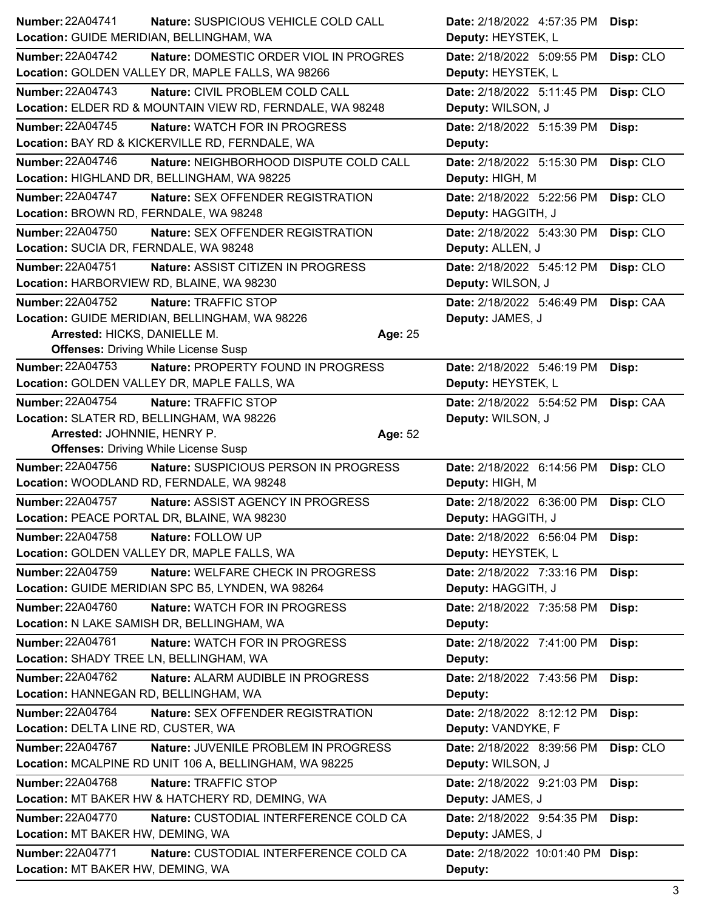**Number:** 22A04741 **Nature:** SUSPICIOUS VEHICLE COLD CALL **Date:** 2/18/2022 4:57:35 PM **Disp:**
**Location:** GUIDE MERIDIAN, BELLINGHAM, WA **Deputy:** HEYSTEK, L

---

**Number:** 22A04742 **Nature:** DOMESTIC ORDER VIOL IN PROGRES **Date:** 2/18/2022 5:09:55 PM **Disp:** CLO
**Location:** GOLDEN VALLEY DR, MAPLE FALLS, WA 98266 **Deputy:** HEYSTEK, L

---

**Number:** 22A04743 **Nature:** CIVIL PROBLEM COLD CALL **Date:** 2/18/2022 5:11:45 PM **Disp:** CLO
**Location:** ELDER RD & MOUNTAIN VIEW RD, FERNDALE, WA 98248 **Deputy:** WILSON, J

---

**Number:** 22A04745 **Nature:** WATCH FOR IN PROGRESS **Date:** 2/18/2022 5:15:39 PM **Disp:**
**Location:** BAY RD & KICKERVILLE RD, FERNDALE, WA **Deputy:**

---

**Number:** 22A04746 **Nature:** NEIGHBORHOOD DISPUTE COLD CALL **Date:** 2/18/2022 5:15:30 PM **Disp:** CLO
**Location:** HIGHLAND DR, BELLINGHAM, WA 98225 **Deputy:** HIGH, M

---

**Number:** 22A04747 **Nature:** SEX OFFENDER REGISTRATION **Date:** 2/18/2022 5:22:56 PM **Disp:** CLO
**Location:** BROWN RD, FERNDALE, WA 98248 **Deputy:** HAGGITH, J

---

**Number:** 22A04750 **Nature:** SEX OFFENDER REGISTRATION **Date:** 2/18/2022 5:43:30 PM **Disp:** CLO
**Location:** SUCIA DR, FERNDALE, WA 98248 **Deputy:** ALLEN, J

---

**Number:** 22A04751 **Nature:** ASSIST CITIZEN IN PROGRESS **Date:** 2/18/2022 5:45:12 PM **Disp:** CLO
**Location:** HARBORVIEW RD, BLAINE, WA 98230 **Deputy:** WILSON, J

---

**Number:** 22A04752 **Nature:** TRAFFIC STOP **Date:** 2/18/2022 5:46:49 PM **Disp:** CAA
**Location:** GUIDE MERIDIAN, BELLINGHAM, WA 98226 **Deputy:** JAMES, J
**Arrested:** HICKS, DANIELLE M. **Age:** 25
**Offenses:** Driving While License Susp

---

**Number:** 22A04753 **Nature:** PROPERTY FOUND IN PROGRESS **Date:** 2/18/2022 5:46:19 PM **Disp:**
**Location:** GOLDEN VALLEY DR, MAPLE FALLS, WA **Deputy:** HEYSTEK, L

---

**Number:** 22A04754 **Nature:** TRAFFIC STOP **Date:** 2/18/2022 5:54:52 PM **Disp:** CAA
**Location:** SLATER RD, BELLINGHAM, WA 98226 **Deputy:** WILSON, J
**Arrested:** JOHNNIE, HENRY P. **Age:** 52
**Offenses:** Driving While License Susp

---

**Number:** 22A04756 **Nature:** SUSPICIOUS PERSON IN PROGRESS **Date:** 2/18/2022 6:14:56 PM **Disp:** CLO
**Location:** WOODLAND RD, FERNDALE, WA 98248 **Deputy:** HIGH, M

---

**Number:** 22A04757 **Nature:** ASSIST AGENCY IN PROGRESS **Date:** 2/18/2022 6:36:00 PM **Disp:** CLO
**Location:** PEACE PORTAL DR, BLAINE, WA 98230 **Deputy:** HAGGITH, J

---

**Number:** 22A04758 **Nature:** FOLLOW UP **Date:** 2/18/2022 6:56:04 PM **Disp:**
**Location:** GOLDEN VALLEY DR, MAPLE FALLS, WA **Deputy:** HEYSTEK, L

---

**Number:** 22A04759 **Nature:** WELFARE CHECK IN PROGRESS **Date:** 2/18/2022 7:33:16 PM **Disp:**
**Location:** GUIDE MERIDIAN SPC B5, LYNDEN, WA 98264 **Deputy:** HAGGITH, J

---

**Number:** 22A04760 **Nature:** WATCH FOR IN PROGRESS **Date:** 2/18/2022 7:35:58 PM **Disp:**
**Location:** N LAKE SAMISH DR, BELLINGHAM, WA **Deputy:**

---

**Number:** 22A04761 **Nature:** WATCH FOR IN PROGRESS **Date:** 2/18/2022 7:41:00 PM **Disp:**
**Location:** SHADY TREE LN, BELLINGHAM, WA **Deputy:**

---

**Number:** 22A04762 **Nature:** ALARM AUDIBLE IN PROGRESS **Date:** 2/18/2022 7:43:56 PM **Disp:**
**Location:** HANNEGAN RD, BELLINGHAM, WA **Deputy:**

---

**Number:** 22A04764 **Nature:** SEX OFFENDER REGISTRATION **Date:** 2/18/2022 8:12:12 PM **Disp:**
**Location:** DELTA LINE RD, CUSTER, WA **Deputy:** VANDYKE, F

---

**Number:** 22A04767 **Nature:** JUVENILE PROBLEM IN PROGRESS **Date:** 2/18/2022 8:39:56 PM **Disp:** CLO
**Location:** MCALPINE RD UNIT 106 A, BELLINGHAM, WA 98225 **Deputy:** WILSON, J

---

**Number:** 22A04768 **Nature:** TRAFFIC STOP **Date:** 2/18/2022 9:21:03 PM **Disp:**
**Location:** MT BAKER HW & HATCHERY RD, DEMING, WA **Deputy:** JAMES, J

---

**Number:** 22A04770 **Nature:** CUSTODIAL INTERFERENCE COLD CA **Date:** 2/18/2022 9:54:35 PM **Disp:**
**Location:** MT BAKER HW, DEMING, WA **Deputy:** JAMES, J

---

**Number:** 22A04771 **Nature:** CUSTODIAL INTERFERENCE COLD CA **Date:** 2/18/2022 10:01:40 PM **Disp:**
**Location:** MT BAKER HW, DEMING, WA **Deputy:**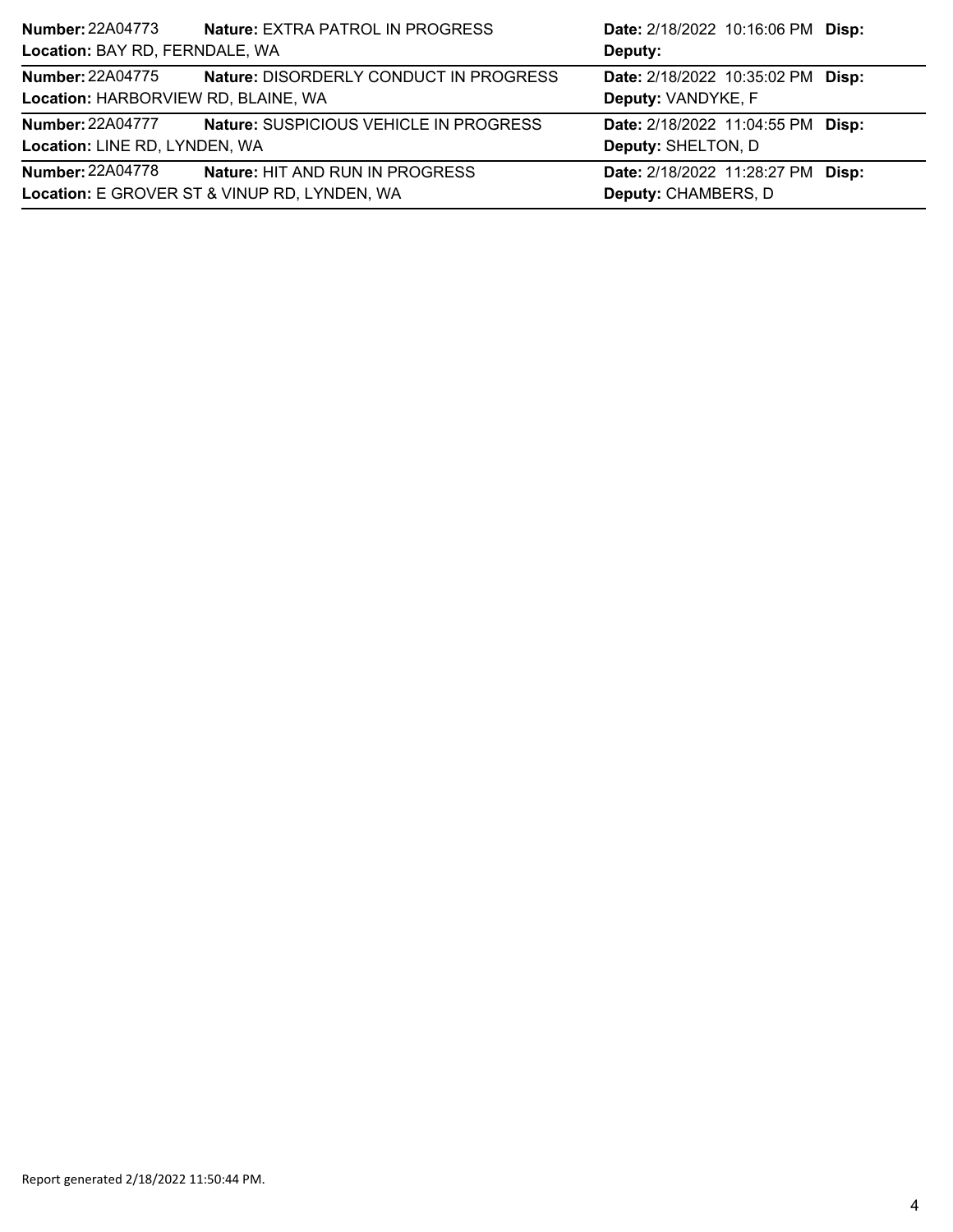**Number:** 22A04773 **Nature:** EXTRA PATROL IN PROGRESS **Date:** 2/18/2022 10:16:06 PM **Disp:**
**Location:** BAY RD, FERNDALE, WA **Deputy:**

**Number:** 22A04775 **Nature:** DISORDERLY CONDUCT IN PROGRESS **Date:** 2/18/2022 10:35:02 PM **Disp:**
**Location:** HARBORVIEW RD, BLAINE, WA **Deputy:** VANDYKE, F

**Number:** 22A04777 **Nature:** SUSPICIOUS VEHICLE IN PROGRESS **Date:** 2/18/2022 11:04:55 PM **Disp:**
**Location:** LINE RD, LYNDEN, WA **Deputy:** SHELTON, D

**Number:** 22A04778 **Nature:** HIT AND RUN IN PROGRESS **Date:** 2/18/2022 11:28:27 PM **Disp:**
**Location:** E GROVER ST & VINUP RD, LYNDEN, WA **Deputy:** CHAMBERS, D

Report generated 2/18/2022 11:50:44 PM.